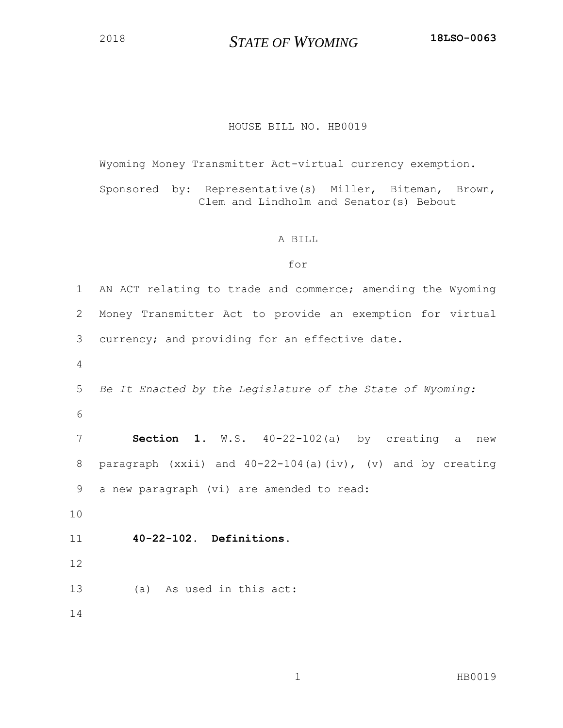2018 **STATE OF WYOMING** **18LSO-0063**

HOUSE BILL NO. HB0019

Wyoming Money Transmitter Act-virtual currency exemption.

Sponsored by: Representative(s) Miller, Biteman, Brown, Clem and Lindholm and Senator(s) Bebout

A BILL

for

AN ACT relating to trade and commerce; amending the Wyoming Money Transmitter Act to provide an exemption for virtual currency; and providing for an effective date.

*Be It Enacted by the Legislature of the State of Wyoming:*

**Section 1.** W.S. 40-22-102(a) by creating a new paragraph (xxii) and 40-22-104(a)(iv), (v) and by creating a new paragraph (vi) are amended to read:

**40-22-102. Definitions.**

(a) As used in this act: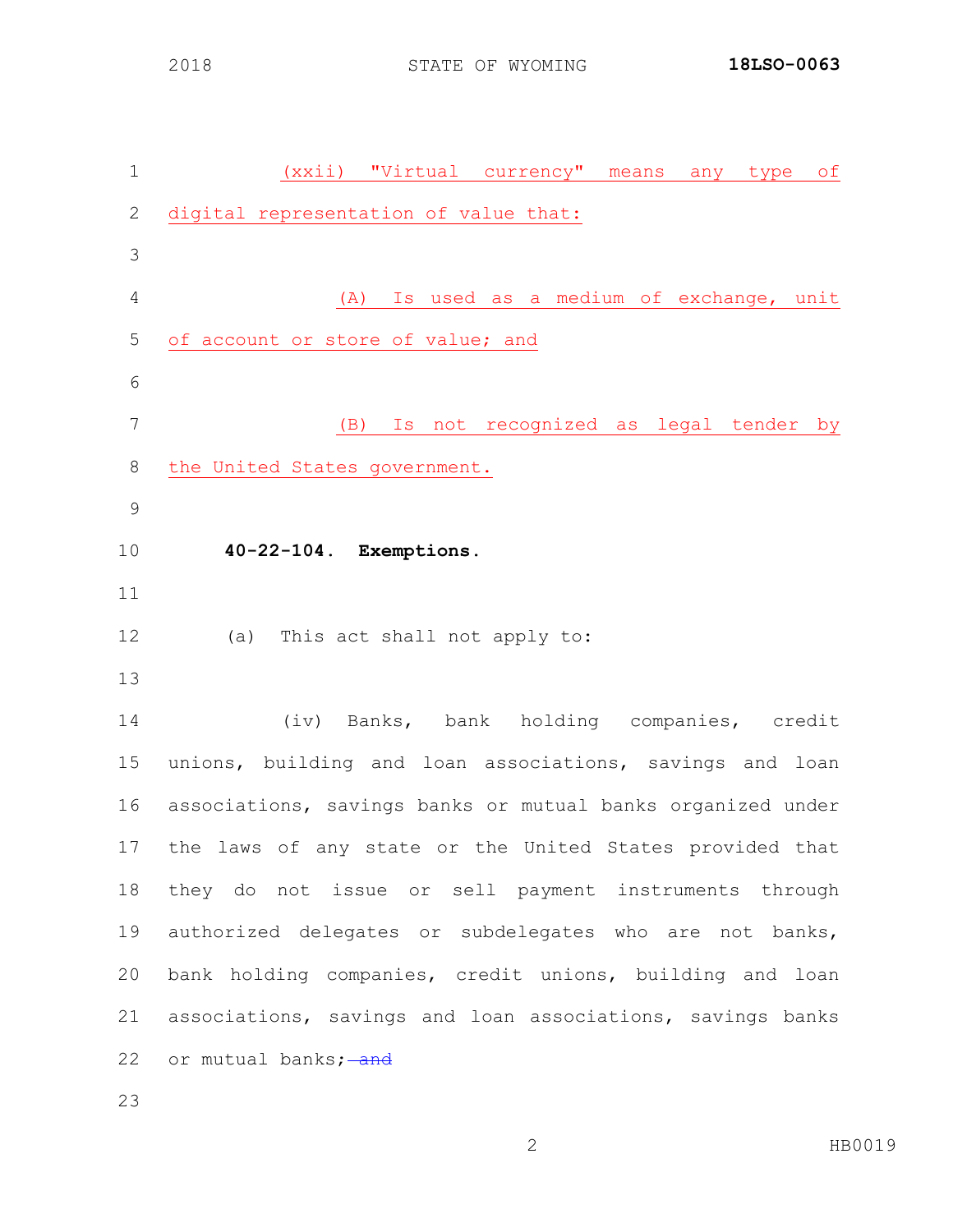(xxii) "Virtual currency" means any type of digital representation of value that:

(A) Is used as a medium of exchange, unit of account or store of value; and

(B) Is not recognized as legal tender by the United States government.

**40-22-104. Exemptions.**

(a) This act shall not apply to:

(iv) Banks, bank holding companies, credit unions, building and loan associations, savings and loan associations, savings banks or mutual banks organized under the laws of any state or the United States provided that they do not issue or sell payment instruments through authorized delegates or subdelegates who are not banks, bank holding companies, credit unions, building and loan associations, savings and loan associations, savings banks or mutual banks; ~~and~~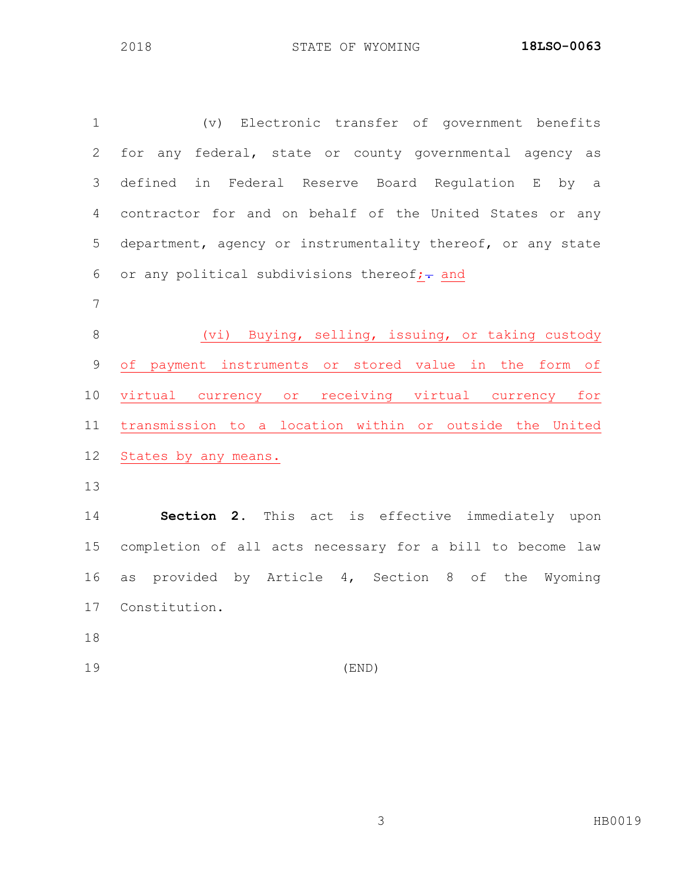(v) Electronic transfer of government benefits for any federal, state or county governmental agency as defined in Federal Reserve Board Regulation E by a contractor for and on behalf of the United States or any department, agency or instrumentality thereof, or any state or any political subdivisions thereof;. and

(vi) Buying, selling, issuing, or taking custody of payment instruments or stored value in the form of virtual currency or receiving virtual currency for transmission to a location within or outside the United States by any means.

**Section 2.** This act is effective immediately upon completion of all acts necessary for a bill to become law as provided by Article 4, Section 8 of the Wyoming Constitution.

(END)